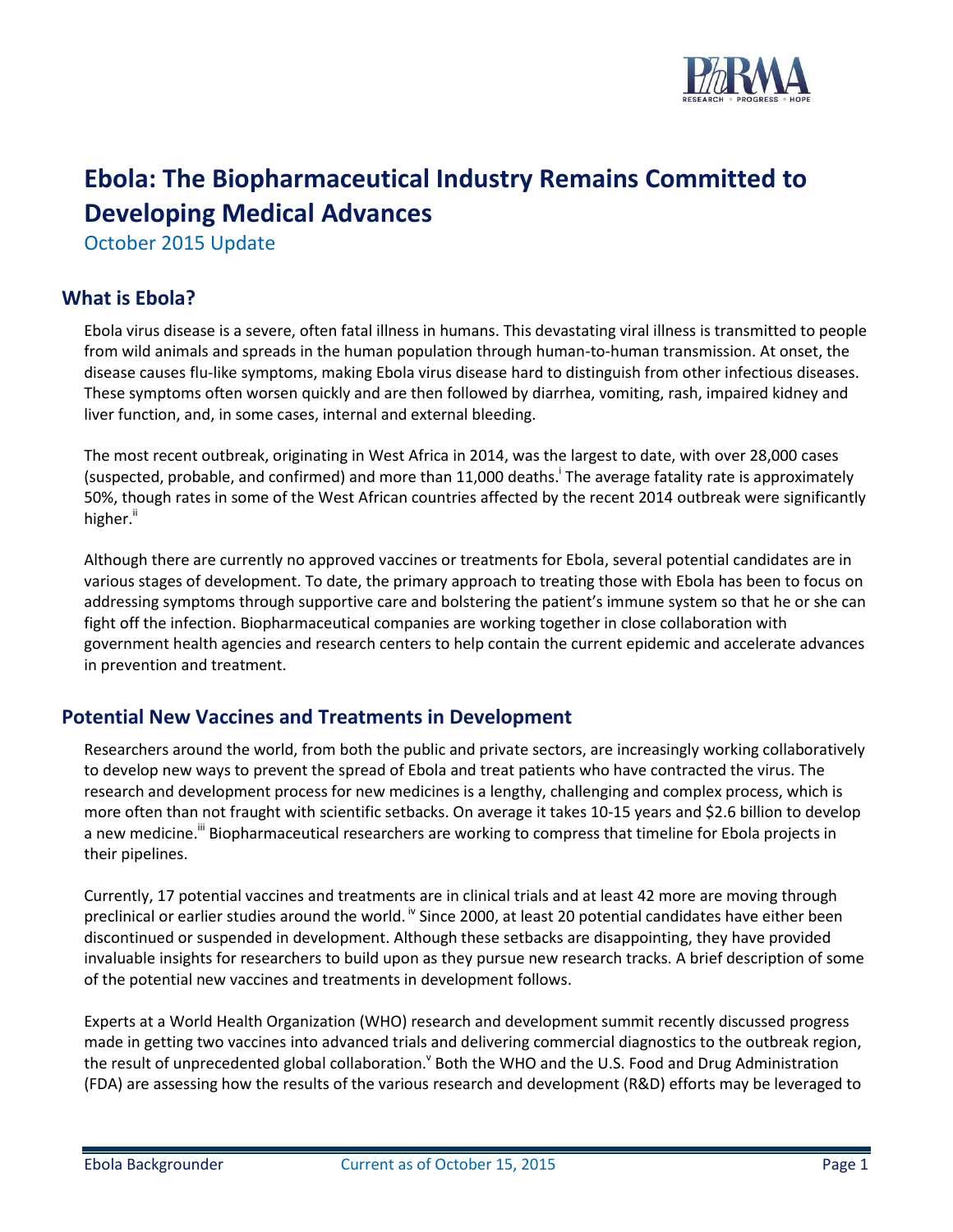# Ebola: The Biopharmaceutical Industry Remains Committed to Developing Medical Advances

October 2015 Update

## What is Ebola?

Ebola virus disease is a severe, often fatal illness in humans. This devastating viral illness is transmitted to people from wild animals and spreads in the human population through human-to-human transmission. At onset, the disease causes flu-like symptoms, making Ebola virus disease hard to distinguish from other infectious diseases. These symptoms often worsen quickly and are then followed by diarrhea, vomiting, rash, impaired kidney and liver function, and, in some cases, internal and external bleeding.

The most recent outbreak, originating in West Africa in 2014, was the largest to date, with over 28,000 cases (suspected, probable, and confirmed) and more than 11,000 deaths.[i] The average fatality rate is approximately 50%, though rates in some of the West African countries affected by the recent 2014 outbreak were significantly higher.[ii]

Although there are currently no approved vaccines or treatments for Ebola, several potential candidates are in various stages of development. To date, the primary approach to treating those with Ebola has been to focus on addressing symptoms through supportive care and bolstering the patient's immune system so that he or she can fight off the infection. Biopharmaceutical companies are working together in close collaboration with government health agencies and research centers to help contain the current epidemic and accelerate advances in prevention and treatment.

## Potential New Vaccines and Treatments in Development

Researchers around the world, from both the public and private sectors, are increasingly working collaboratively to develop new ways to prevent the spread of Ebola and treat patients who have contracted the virus. The research and development process for new medicines is a lengthy, challenging and complex process, which is more often than not fraught with scientific setbacks. On average it takes 10-15 years and $2.6 billion to develop a new medicine.[iii] Biopharmaceutical researchers are working to compress that timeline for Ebola projects in their pipelines.

Currently, 17 potential vaccines and treatments are in clinical trials and at least 42 more are moving through preclinical or earlier studies around the world.[iv] Since 2000, at least 20 potential candidates have either been discontinued or suspended in development. Although these setbacks are disappointing, they have provided invaluable insights for researchers to build upon as they pursue new research tracks. A brief description of some of the potential new vaccines and treatments in development follows.

Experts at a World Health Organization (WHO) research and development summit recently discussed progress made in getting two vaccines into advanced trials and delivering commercial diagnostics to the outbreak region, the result of unprecedented global collaboration.[v] Both the WHO and the U.S. Food and Drug Administration (FDA) are assessing how the results of the various research and development (R&D) efforts may be leveraged to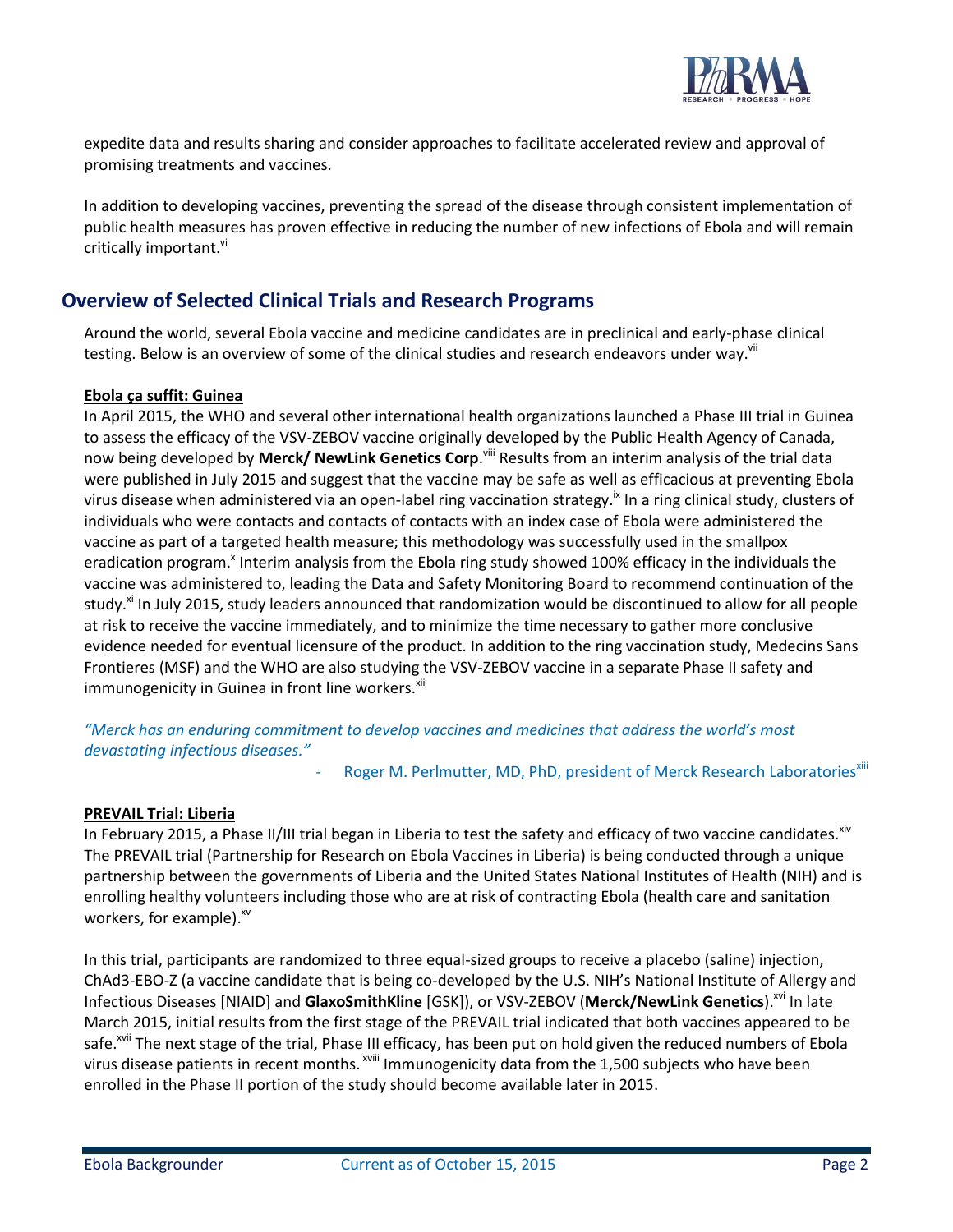expedite data and results sharing and consider approaches to facilitate accelerated review and approval of promising treatments and vaccines.

In addition to developing vaccines, preventing the spread of the disease through consistent implementation of public health measures has proven effective in reducing the number of new infections of Ebola and will remain critically important.[vi]

## Overview of Selected Clinical Trials and Research Programs

Around the world, several Ebola vaccine and medicine candidates are in preclinical and early-phase clinical testing. Below is an overview of some of the clinical studies and research endeavors under way.[vii]

**Ebola ça suffit: Guinea**

In April 2015, the WHO and several other international health organizations launched a Phase III trial in Guinea to assess the efficacy of the VSV-ZEBOV vaccine originally developed by the Public Health Agency of Canada, now being developed by **Merck/ NewLink Genetics Corp**.[viii] Results from an interim analysis of the trial data were published in July 2015 and suggest that the vaccine may be safe as well as efficacious at preventing Ebola virus disease when administered via an open-label ring vaccination strategy.[ix] In a ring clinical study, clusters of individuals who were contacts and contacts of contacts with an index case of Ebola were administered the vaccine as part of a targeted health measure; this methodology was successfully used in the smallpox eradication program.[x] Interim analysis from the Ebola ring study showed 100% efficacy in the individuals the vaccine was administered to, leading the Data and Safety Monitoring Board to recommend continuation of the study.[xi] In July 2015, study leaders announced that randomization would be discontinued to allow for all people at risk to receive the vaccine immediately, and to minimize the time necessary to gather more conclusive evidence needed for eventual licensure of the product. In addition to the ring vaccination study, Medecins Sans Frontieres (MSF) and the WHO are also studying the VSV-ZEBOV vaccine in a separate Phase II safety and immunogenicity in Guinea in front line workers.[xii]

*"Merck has an enduring commitment to develop vaccines and medicines that address the world's most devastating infectious diseases."*

- Roger M. Perlmutter, MD, PhD, president of Merck Research Laboratories[xiii]

**PREVAIL Trial: Liberia**

In February 2015, a Phase II/III trial began in Liberia to test the safety and efficacy of two vaccine candidates.[xiv] The PREVAIL trial (Partnership for Research on Ebola Vaccines in Liberia) is being conducted through a unique partnership between the governments of Liberia and the United States National Institutes of Health (NIH) and is enrolling healthy volunteers including those who are at risk of contracting Ebola (health care and sanitation workers, for example).[xv]

In this trial, participants are randomized to three equal-sized groups to receive a placebo (saline) injection, ChAd3-EBO-Z (a vaccine candidate that is being co-developed by the U.S. NIH's National Institute of Allergy and Infectious Diseases [NIAID] and **GlaxoSmithKline** [GSK]), or VSV-ZEBOV (**Merck/NewLink Genetics**).[xvi] In late March 2015, initial results from the first stage of the PREVAIL trial indicated that both vaccines appeared to be safe.[xvii] The next stage of the trial, Phase III efficacy, has been put on hold given the reduced numbers of Ebola virus disease patients in recent months.[xviii] Immunogenicity data from the 1,500 subjects who have been enrolled in the Phase II portion of the study should become available later in 2015.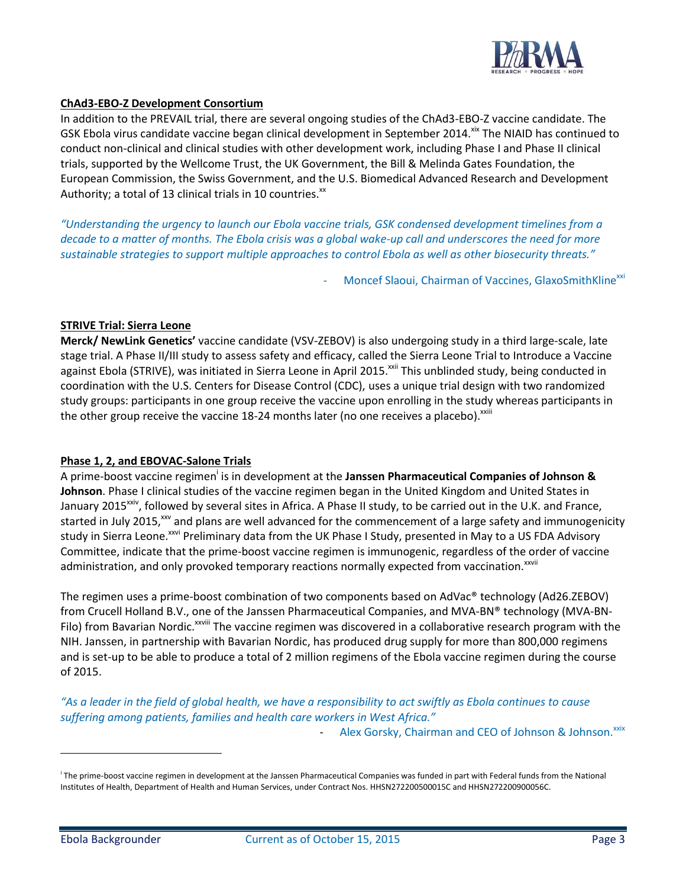**ChAd3-EBO-Z Development Consortium**

In addition to the PREVAIL trial, there are several ongoing studies of the ChAd3-EBO-Z vaccine candidate. The GSK Ebola virus candidate vaccine began clinical development in September 2014.[xix] The NIAID has continued to conduct non-clinical and clinical studies with other development work, including Phase I and Phase II clinical trials, supported by the Wellcome Trust, the UK Government, the Bill & Melinda Gates Foundation, the European Commission, the Swiss Government, and the U.S. Biomedical Advanced Research and Development Authority; a total of 13 clinical trials in 10 countries.[xx]

*"Understanding the urgency to launch our Ebola vaccine trials, GSK condensed development timelines from a decade to a matter of months. The Ebola crisis was a global wake-up call and underscores the need for more sustainable strategies to support multiple approaches to control Ebola as well as other biosecurity threats."*

- Moncef Slaoui, Chairman of Vaccines, GlaxoSmithKline[xxi]

**STRIVE Trial: Sierra Leone**

**Merck/ NewLink Genetics'** vaccine candidate (VSV-ZEBOV) is also undergoing study in a third large-scale, late stage trial. A Phase II/III study to assess safety and efficacy, called the Sierra Leone Trial to Introduce a Vaccine against Ebola (STRIVE), was initiated in Sierra Leone in April 2015.[xxii] This unblinded study, being conducted in coordination with the U.S. Centers for Disease Control (CDC), uses a unique trial design with two randomized study groups: participants in one group receive the vaccine upon enrolling in the study whereas participants in the other group receive the vaccine 18-24 months later (no one receives a placebo).[xxiii]

**Phase 1, 2, and EBOVAC-Salone Trials**

A prime-boost vaccine regimen[i] is in development at the **Janssen Pharmaceutical Companies of Johnson & Johnson**. Phase I clinical studies of the vaccine regimen began in the United Kingdom and United States in January 2015[xxiv], followed by several sites in Africa. A Phase II study, to be carried out in the U.K. and France, started in July 2015,[xxv] and plans are well advanced for the commencement of a large safety and immunogenicity study in Sierra Leone.[xxvi] Preliminary data from the UK Phase I Study, presented in May to a US FDA Advisory Committee, indicate that the prime-boost vaccine regimen is immunogenic, regardless of the order of vaccine administration, and only provoked temporary reactions normally expected from vaccination.[xxvii]

The regimen uses a prime-boost combination of two components based on AdVac® technology (Ad26.ZEBOV) from Crucell Holland B.V., one of the Janssen Pharmaceutical Companies, and MVA-BN® technology (MVA-BN-Filo) from Bavarian Nordic.[xxviii] The vaccine regimen was discovered in a collaborative research program with the NIH. Janssen, in partnership with Bavarian Nordic, has produced drug supply for more than 800,000 regimens and is set-up to be able to produce a total of 2 million regimens of the Ebola vaccine regimen during the course of 2015.

*"As a leader in the field of global health, we have a responsibility to act swiftly as Ebola continues to cause suffering among patients, families and health care workers in West Africa."*

- Alex Gorsky, Chairman and CEO of Johnson & Johnson.[xxix]

---

[i] The prime-boost vaccine regimen in development at the Janssen Pharmaceutical Companies was funded in part with Federal funds from the National Institutes of Health, Department of Health and Human Services, under Contract Nos. HHSN272200500015C and HHSN272200900056C.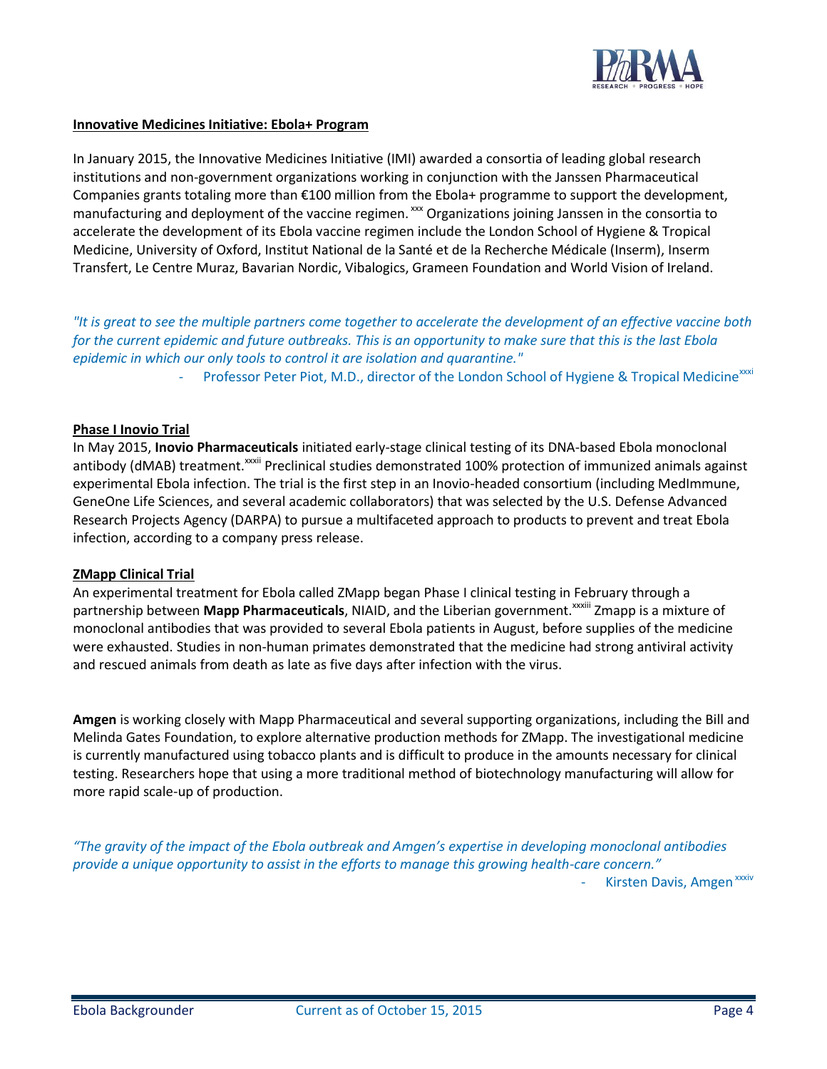**Innovative Medicines Initiative: Ebola+ Program**

In January 2015, the Innovative Medicines Initiative (IMI) awarded a consortia of leading global research institutions and non-government organizations working in conjunction with the Janssen Pharmaceutical Companies grants totaling more than €100 million from the Ebola+ programme to support the development, manufacturing and deployment of the vaccine regimen.[xxx] Organizations joining Janssen in the consortia to accelerate the development of its Ebola vaccine regimen include the London School of Hygiene & Tropical Medicine, University of Oxford, Institut National de la Santé et de la Recherche Médicale (Inserm), Inserm Transfert, Le Centre Muraz, Bavarian Nordic, Vibalogics, Grameen Foundation and World Vision of Ireland.

*"It is great to see the multiple partners come together to accelerate the development of an effective vaccine both for the current epidemic and future outbreaks. This is an opportunity to make sure that this is the last Ebola epidemic in which our only tools to control it are isolation and quarantine."*

- Professor Peter Piot, M.D., director of the London School of Hygiene & Tropical Medicine[xxxi]

**Phase I Inovio Trial**

In May 2015, **Inovio Pharmaceuticals** initiated early-stage clinical testing of its DNA-based Ebola monoclonal antibody (dMAB) treatment.[xxxii] Preclinical studies demonstrated 100% protection of immunized animals against experimental Ebola infection. The trial is the first step in an Inovio-headed consortium (including MedImmune, GeneOne Life Sciences, and several academic collaborators) that was selected by the U.S. Defense Advanced Research Projects Agency (DARPA) to pursue a multifaceted approach to products to prevent and treat Ebola infection, according to a company press release.

**ZMapp Clinical Trial**

An experimental treatment for Ebola called ZMapp began Phase I clinical testing in February through a partnership between **Mapp Pharmaceuticals**, NIAID, and the Liberian government.[xxxiii] Zmapp is a mixture of monoclonal antibodies that was provided to several Ebola patients in August, before supplies of the medicine were exhausted. Studies in non-human primates demonstrated that the medicine had strong antiviral activity and rescued animals from death as late as five days after infection with the virus.

**Amgen** is working closely with Mapp Pharmaceutical and several supporting organizations, including the Bill and Melinda Gates Foundation, to explore alternative production methods for ZMapp. The investigational medicine is currently manufactured using tobacco plants and is difficult to produce in the amounts necessary for clinical testing. Researchers hope that using a more traditional method of biotechnology manufacturing will allow for more rapid scale-up of production.

*"The gravity of the impact of the Ebola outbreak and Amgen's expertise in developing monoclonal antibodies provide a unique opportunity to assist in the efforts to manage this growing health-care concern."*

- Kirsten Davis, Amgen[xxxiv]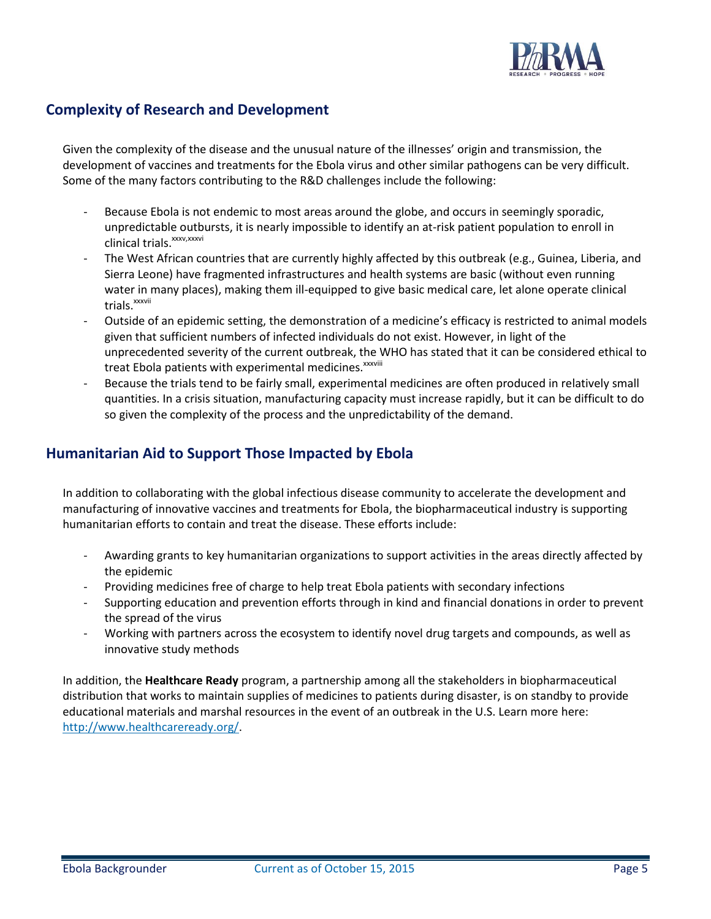## Complexity of Research and Development

Given the complexity of the disease and the unusual nature of the illnesses' origin and transmission, the development of vaccines and treatments for the Ebola virus and other similar pathogens can be very difficult. Some of the many factors contributing to the R&D challenges include the following:

- Because Ebola is not endemic to most areas around the globe, and occurs in seemingly sporadic, unpredictable outbursts, it is nearly impossible to identify an at-risk patient population to enroll in clinical trials.[xxxv,xxxvi]
- The West African countries that are currently highly affected by this outbreak (e.g., Guinea, Liberia, and Sierra Leone) have fragmented infrastructures and health systems are basic (without even running water in many places), making them ill-equipped to give basic medical care, let alone operate clinical trials.[xxxvii]
- Outside of an epidemic setting, the demonstration of a medicine's efficacy is restricted to animal models given that sufficient numbers of infected individuals do not exist. However, in light of the unprecedented severity of the current outbreak, the WHO has stated that it can be considered ethical to treat Ebola patients with experimental medicines.[xxxviii]
- Because the trials tend to be fairly small, experimental medicines are often produced in relatively small quantities. In a crisis situation, manufacturing capacity must increase rapidly, but it can be difficult to do so given the complexity of the process and the unpredictability of the demand.

## Humanitarian Aid to Support Those Impacted by Ebola

In addition to collaborating with the global infectious disease community to accelerate the development and manufacturing of innovative vaccines and treatments for Ebola, the biopharmaceutical industry is supporting humanitarian efforts to contain and treat the disease. These efforts include:

- Awarding grants to key humanitarian organizations to support activities in the areas directly affected by the epidemic
- Providing medicines free of charge to help treat Ebola patients with secondary infections
- Supporting education and prevention efforts through in kind and financial donations in order to prevent the spread of the virus
- Working with partners across the ecosystem to identify novel drug targets and compounds, as well as innovative study methods

In addition, the **Healthcare Ready** program, a partnership among all the stakeholders in biopharmaceutical distribution that works to maintain supplies of medicines to patients during disaster, is on standby to provide educational materials and marshal resources in the event of an outbreak in the U.S. Learn more here: [http://www.healthcareready.org/](http://www.healthcareready.org/).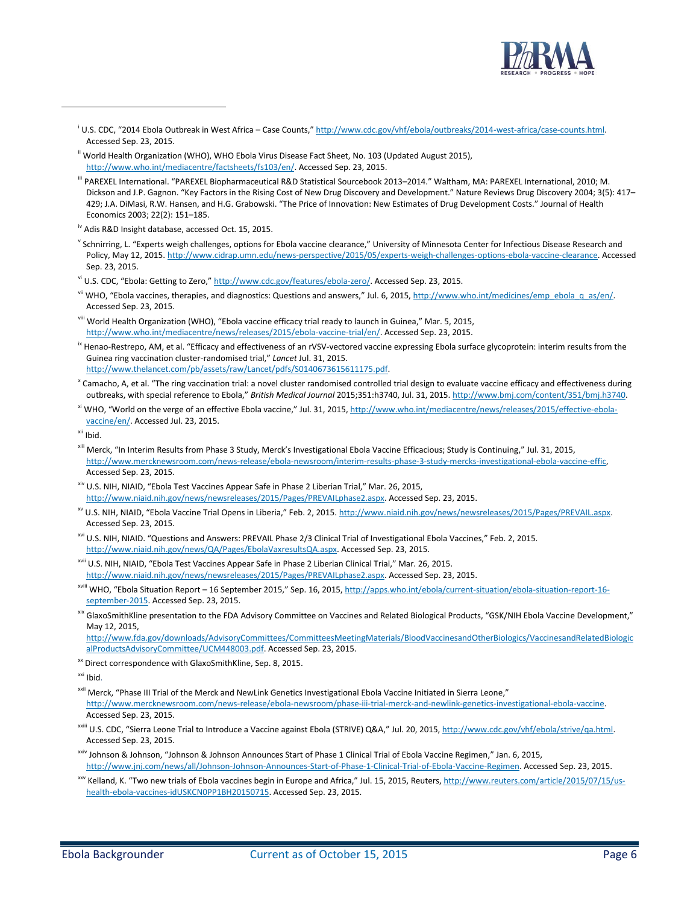[i] U.S. CDC, "2014 Ebola Outbreak in West Africa – Case Counts," http://www.cdc.gov/vhf/ebola/outbreaks/2014-west-africa/case-counts.html. Accessed Sep. 23, 2015.

[ii] World Health Organization (WHO), WHO Ebola Virus Disease Fact Sheet, No. 103 (Updated August 2015), http://www.who.int/mediacentre/factsheets/fs103/en/. Accessed Sep. 23, 2015.

[iii] PAREXEL International. "PAREXEL Biopharmaceutical R&D Statistical Sourcebook 2013–2014." Waltham, MA: PAREXEL International, 2010; M. Dickson and J.P. Gagnon. "Key Factors in the Rising Cost of New Drug Discovery and Development." Nature Reviews Drug Discovery 2004; 3(5): 417–429; J.A. DiMasi, R.W. Hansen, and H.G. Grabowski. "The Price of Innovation: New Estimates of Drug Development Costs." Journal of Health Economics 2003; 22(2): 151–185.

[iv] Adis R&D Insight database, accessed Oct. 15, 2015.

[v] Schnirring, L. "Experts weigh challenges, options for Ebola vaccine clearance," University of Minnesota Center for Infectious Disease Research and Policy, May 12, 2015. http://www.cidrap.umn.edu/news-perspective/2015/05/experts-weigh-challenges-options-ebola-vaccine-clearance. Accessed Sep. 23, 2015.

[vi] U.S. CDC, "Ebola: Getting to Zero," http://www.cdc.gov/features/ebola-zero/. Accessed Sep. 23, 2015.

[vii] WHO, "Ebola vaccines, therapies, and diagnostics: Questions and answers," Jul. 6, 2015, http://www.who.int/medicines/emp_ebola_q_as/en/. Accessed Sep. 23, 2015.

[viii] World Health Organization (WHO), "Ebola vaccine efficacy trial ready to launch in Guinea," Mar. 5, 2015, http://www.who.int/mediacentre/news/releases/2015/ebola-vaccine-trial/en/. Accessed Sep. 23, 2015.

[ix] Henao-Restrepo, AM, et al. "Efficacy and effectiveness of an rVSV-vectored vaccine expressing Ebola surface glycoprotein: interim results from the Guinea ring vaccination cluster-randomised trial," *Lancet* Jul. 31, 2015. http://www.thelancet.com/pb/assets/raw/Lancet/pdfs/S0140673615611175.pdf.

[x] Camacho, A, et al. "The ring vaccination trial: a novel cluster randomised controlled trial design to evaluate vaccine efficacy and effectiveness during outbreaks, with special reference to Ebola," *British Medical Journal* 2015;351:h3740, Jul. 31, 2015. http://www.bmj.com/content/351/bmj.h3740.

[xi] WHO, "World on the verge of an effective Ebola vaccine," Jul. 31, 2015, http://www.who.int/mediacentre/news/releases/2015/effective-ebola-vaccine/en/. Accessed Jul. 23, 2015.

[xii] Ibid.

[xiii] Merck, "In Interim Results from Phase 3 Study, Merck's Investigational Ebola Vaccine Efficacious; Study is Continuing," Jul. 31, 2015, http://www.mercknewsroom.com/news-release/ebola-newsroom/interim-results-phase-3-study-mercks-investigational-ebola-vaccine-effic, Accessed Sep. 23, 2015.

[xiv] U.S. NIH, NIAID, "Ebola Test Vaccines Appear Safe in Phase 2 Liberian Trial," Mar. 26, 2015, http://www.niaid.nih.gov/news/newsreleases/2015/Pages/PREVAILphase2.aspx. Accessed Sep. 23, 2015.

[xv] U.S. NIH, NIAID, "Ebola Vaccine Trial Opens in Liberia," Feb. 2, 2015. http://www.niaid.nih.gov/news/newsreleases/2015/Pages/PREVAIL.aspx. Accessed Sep. 23, 2015.

[xvi] U.S. NIH, NIAID. "Questions and Answers: PREVAIL Phase 2/3 Clinical Trial of Investigational Ebola Vaccines," Feb. 2, 2015. http://www.niaid.nih.gov/news/QA/Pages/EbolaVaxresultsQA.aspx. Accessed Sep. 23, 2015.

[xvii] U.S. NIH, NIAID, "Ebola Test Vaccines Appear Safe in Phase 2 Liberian Clinical Trial," Mar. 26, 2015. http://www.niaid.nih.gov/news/newsreleases/2015/Pages/PREVAILphase2.aspx. Accessed Sep. 23, 2015.

[xviii] WHO, "Ebola Situation Report – 16 September 2015," Sep. 16, 2015, http://apps.who.int/ebola/current-situation/ebola-situation-report-16-september-2015. Accessed Sep. 23, 2015.

[xix] GlaxoSmithKline presentation to the FDA Advisory Committee on Vaccines and Related Biological Products, "GSK/NIH Ebola Vaccine Development," May 12, 2015, http://www.fda.gov/downloads/AdvisoryCommittees/CommitteesMeetingMaterials/BloodVaccinesandOtherBiologics/VaccinesandRelatedBiologicalProductsAdvisoryCommittee/UCM448003.pdf. Accessed Sep. 23, 2015.

[xx] Direct correspondence with GlaxoSmithKline, Sep. 8, 2015.

[xxi] Ibid.

[xxii] Merck, "Phase III Trial of the Merck and NewLink Genetics Investigational Ebola Vaccine Initiated in Sierra Leone," http://www.mercknewsroom.com/news-release/ebola-newsroom/phase-iii-trial-merck-and-newlink-genetics-investigational-ebola-vaccine. Accessed Sep. 23, 2015.

[xxiii] U.S. CDC, "Sierra Leone Trial to Introduce a Vaccine against Ebola (STRIVE) Q&A," Jul. 20, 2015, http://www.cdc.gov/vhf/ebola/strive/qa.html. Accessed Sep. 23, 2015.

[xxiv] Johnson & Johnson, "Johnson & Johnson Announces Start of Phase 1 Clinical Trial of Ebola Vaccine Regimen," Jan. 6, 2015, http://www.jnj.com/news/all/Johnson-Johnson-Announces-Start-of-Phase-1-Clinical-Trial-of-Ebola-Vaccine-Regimen. Accessed Sep. 23, 2015.

[xxv] Kelland, K. "Two new trials of Ebola vaccines begin in Europe and Africa," Jul. 15, 2015, Reuters, http://www.reuters.com/article/2015/07/15/us-health-ebola-vaccines-idUSKCN0PP1BH20150715. Accessed Sep. 23, 2015.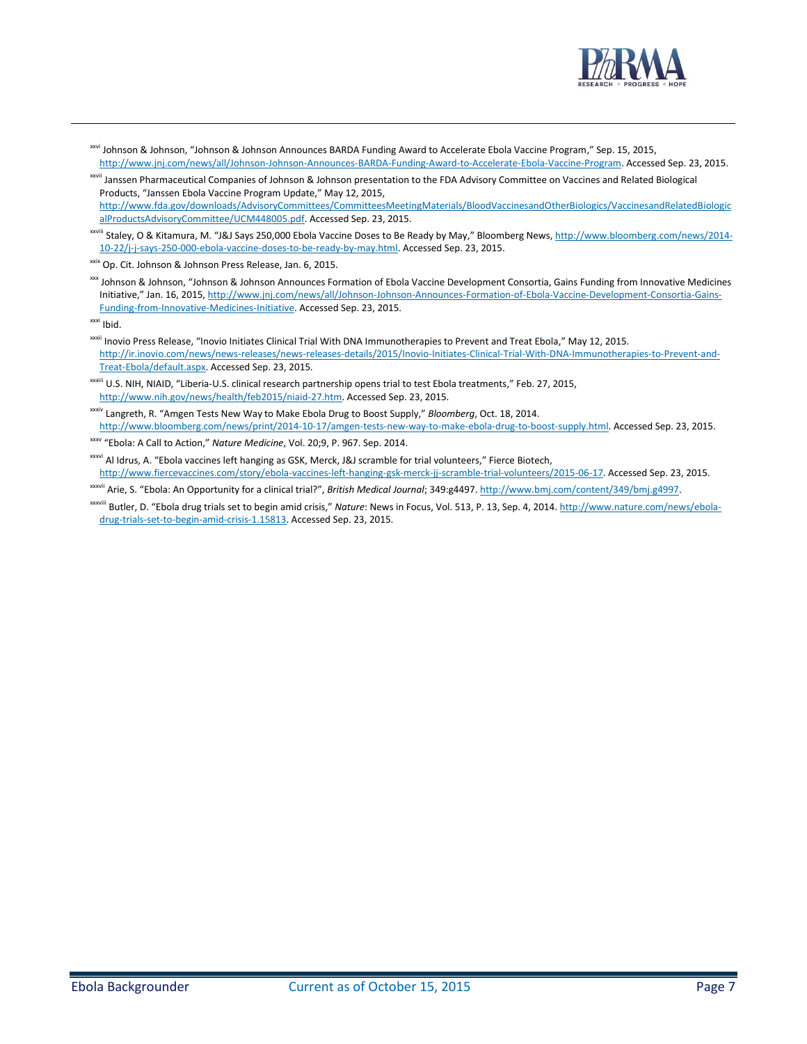[xxvi] Johnson & Johnson, "Johnson & Johnson Announces BARDA Funding Award to Accelerate Ebola Vaccine Program," Sep. 15, 2015, http://www.jnj.com/news/all/Johnson-Johnson-Announces-BARDA-Funding-Award-to-Accelerate-Ebola-Vaccine-Program. Accessed Sep. 23, 2015.

[xxvii] Janssen Pharmaceutical Companies of Johnson & Johnson presentation to the FDA Advisory Committee on Vaccines and Related Biological Products, "Janssen Ebola Vaccine Program Update," May 12, 2015, http://www.fda.gov/downloads/AdvisoryCommittees/CommitteesMeetingMaterials/BloodVaccinesandOtherBiologics/VaccinesandRelatedBiologicalProductsAdvisoryCommittee/UCM448005.pdf. Accessed Sep. 23, 2015.

[xxviii] Staley, O & Kitamura, M. "J&J Says 250,000 Ebola Vaccine Doses to Be Ready by May," Bloomberg News, http://www.bloomberg.com/news/2014-10-22/j-j-says-250-000-ebola-vaccine-doses-to-be-ready-by-may.html. Accessed Sep. 23, 2015.

[xxix] Op. Cit. Johnson & Johnson Press Release, Jan. 6, 2015.

[xxx] Johnson & Johnson, "Johnson & Johnson Announces Formation of Ebola Vaccine Development Consortia, Gains Funding from Innovative Medicines Initiative," Jan. 16, 2015, http://www.jnj.com/news/all/Johnson-Johnson-Announces-Formation-of-Ebola-Vaccine-Development-Consortia-Gains-Funding-from-Innovative-Medicines-Initiative. Accessed Sep. 23, 2015.

[xxxi] Ibid.

[xxxii] Inovio Press Release, "Inovio Initiates Clinical Trial With DNA Immunotherapies to Prevent and Treat Ebola," May 12, 2015. http://ir.inovio.com/news/news-releases/news-releases-details/2015/Inovio-Initiates-Clinical-Trial-With-DNA-Immunotherapies-to-Prevent-and-Treat-Ebola/default.aspx. Accessed Sep. 23, 2015.

[xxxiii] U.S. NIH, NIAID, "Liberia-U.S. clinical research partnership opens trial to test Ebola treatments," Feb. 27, 2015, http://www.nih.gov/news/health/feb2015/niaid-27.htm. Accessed Sep. 23, 2015.

[xxxiv] Langreth, R. "Amgen Tests New Way to Make Ebola Drug to Boost Supply," *Bloomberg*, Oct. 18, 2014. http://www.bloomberg.com/news/print/2014-10-17/amgen-tests-new-way-to-make-ebola-drug-to-boost-supply.html. Accessed Sep. 23, 2015.

[xxxv] "Ebola: A Call to Action," *Nature Medicine*, Vol. 20;9, P. 967. Sep. 2014.

[xxxvi] Al Idrus, A. "Ebola vaccines left hanging as GSK, Merck, J&J scramble for trial volunteers," Fierce Biotech, http://www.fiercevaccines.com/story/ebola-vaccines-left-hanging-gsk-merck-jj-scramble-trial-volunteers/2015-06-17. Accessed Sep. 23, 2015.

[xxxvii] Arie, S. "Ebola: An Opportunity for a clinical trial?", *British Medical Journal*; 349:g4497. http://www.bmj.com/content/349/bmj.g4997.

[xxxviii] Butler, D. "Ebola drug trials set to begin amid crisis," *Nature*: News in Focus, Vol. 513, P. 13, Sep. 4, 2014. http://www.nature.com/news/ebola-drug-trials-set-to-begin-amid-crisis-1.15813. Accessed Sep. 23, 2015.